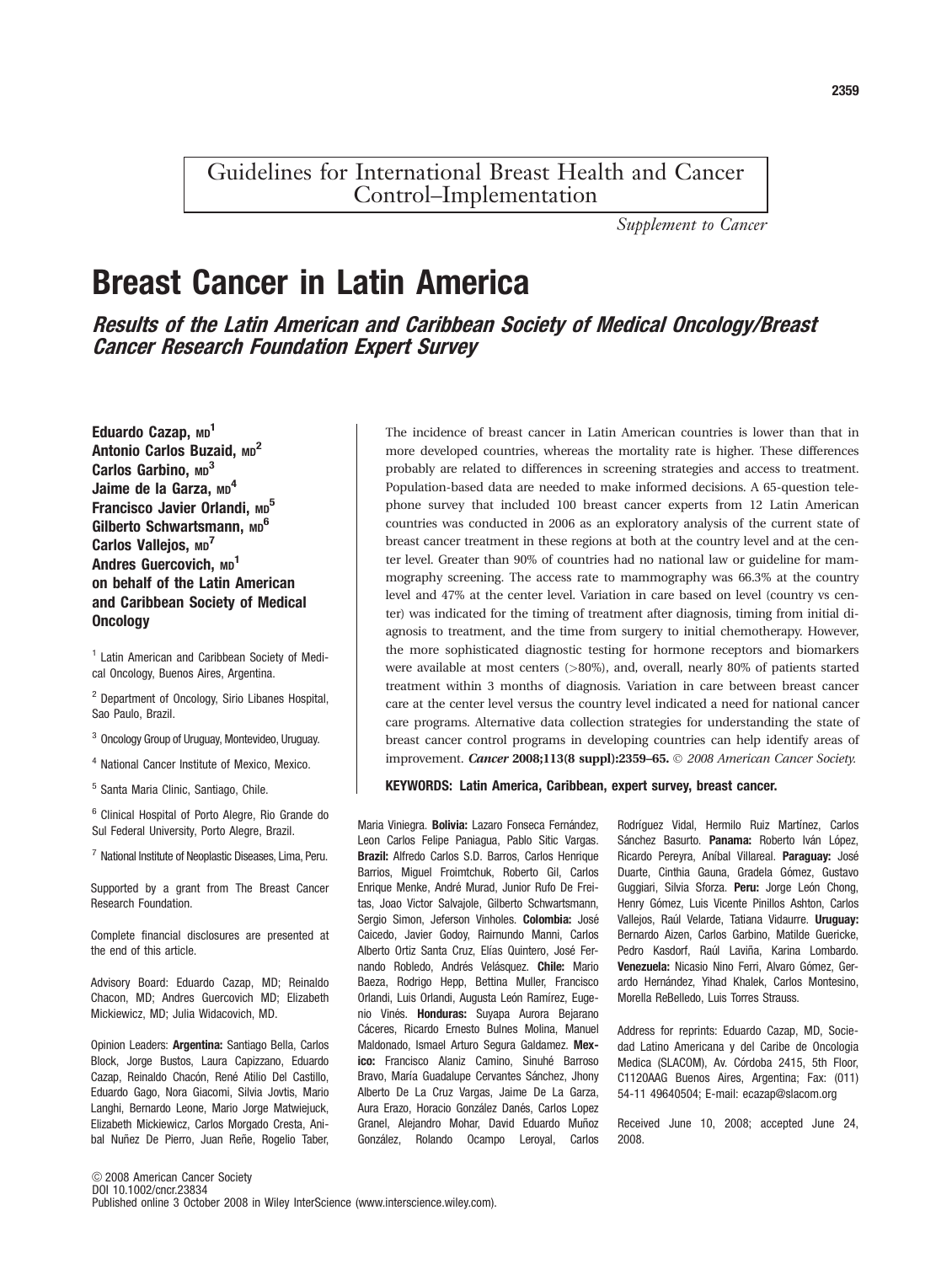Guidelines for International Breast Health and Cancer Control–Implementation

*Supplement to Cancer*

# Breast Cancer in Latin America

## *Results of the Latin American and Caribbean Society of Medical Oncology/Breast Cancer Research Foundation Expert Survey*

**Eduardo Cazap, MD[1]**
**Antonio Carlos Buzaid, MD[2]**
**Carlos Garbino, MD[3]**
**Jaime de la Garza, MD[4]**
**Francisco Javier Orlandi, MD[5]**
**Gilberto Schwartsmann, MD[6]**
**Carlos Vallejos, MD[7]**
**Andres Guercovich, MD[1]**
**on behalf of the Latin American and Caribbean Society of Medical Oncology**

[1] Latin American and Caribbean Society of Medical Oncology, Buenos Aires, Argentina.

[2] Department of Oncology, Sirio Libanes Hospital, Sao Paulo, Brazil.

[3] Oncology Group of Uruguay, Montevideo, Uruguay.

[4] National Cancer Institute of Mexico, Mexico.

[5] Santa Maria Clinic, Santiago, Chile.

[6] Clinical Hospital of Porto Alegre, Rio Grande do Sul Federal University, Porto Alegre, Brazil.

[7] National Institute of Neoplastic Diseases, Lima, Peru.

Supported by a grant from The Breast Cancer Research Foundation.

Complete financial disclosures are presented at the end of this article.

Advisory Board: Eduardo Cazap, MD; Reinaldo Chacon, MD; Andres Guercovich MD; Elizabeth Mickiewicz, MD; Julia Widacovich, MD.

Opinion Leaders: **Argentina:** Santiago Bella, Carlos Block, Jorge Bustos, Laura Capizzano, Eduardo Cazap, Reinaldo Chacón, René Atilio Del Castillo, Eduardo Gago, Nora Giacomi, Silvia Jovtis, Mario Langhi, Bernardo Leone, Mario Jorge Matwiejuck, Elizabeth Mickiewicz, Carlos Morgado Cresta, Anibal Nuñez De Pierro, Juan Reñe, Rogelio Taber, Maria Viniegra. **Bolivia:** Lazaro Fonseca Fernández, Leon Carlos Felipe Paniagua, Pablo Sitic Vargas. **Brazil:** Alfredo Carlos S.D. Barros, Carlos Henrique Barrios, Miguel Froimtchuk, Roberto Gil, Carlos Enrique Menke, André Murad, Junior Rufo De Freitas, Joao Victor Salvajole, Gilberto Schwartsmann, Sergio Simon, Jeferson Vinholes. **Colombia:** José Caicedo, Javier Godoy, Rairnundo Manni, Carlos Alberto Ortiz Santa Cruz, Elías Quintero, José Fernando Robledo, Andrés Velásquez. **Chile:** Mario Baeza, Rodrigo Hepp, Bettina Muller, Francisco Orlandi, Luis Orlandi, Augusta León Ramírez, Eugenio Vinés. **Honduras:** Suyapa Aurora Bejarano Cáceres, Ricardo Ernesto Bulnes Molina, Manuel Maldonado, Ismael Arturo Segura Galdamez. **Mexico:** Francisco Alaniz Camino, Sinuhé Barroso Bravo, María Guadalupe Cervantes Sánchez, Jhony Alberto De La Cruz Vargas, Jaime De La Garza, Aura Erazo, Horacio González Danés, Carlos Lopez Granel, Alejandro Mohar, David Eduardo Muñoz González, Rolando Ocampo Leroyal, Carlos Rodríguez Vidal, Hermilo Ruiz Martínez, Carlos Sánchez Basurto. **Panama:** Roberto Iván López, Ricardo Pereyra, Aníbal Villareal. **Paraguay:** José Duarte, Cinthia Gauna, Gradela Gómez, Gustavo Guggiari, Silvia Sforza. **Peru:** Jorge León Chong, Henry Gómez, Luis Vicente Pinillos Ashton, Carlos Vallejos, Raúl Velarde, Tatiana Vidaurre. **Uruguay:** Bernardo Aizen, Carlos Garbino, Matilde Guericke, Pedro Kasdorf, Raúl Laviña, Karina Lombardo. **Venezuela:** Nicasio Nino Ferri, Alvaro Gómez, Gerardo Hernández, Yihad Khalek, Carlos Montesino, Morella ReBelledo, Luis Torres Strauss.

Address for reprints: Eduardo Cazap, MD, Sociedad Latino Americana y del Caribe de Oncologia Medica (SLACOM), Av. Córdoba 2415, 5th Floor, C1120AAG Buenos Aires, Argentina; Fax: (011) 54-11 49640504; E-mail: ecazap@slacom.org

Received June 10, 2008; accepted June 24, 2008.

The incidence of breast cancer in Latin American countries is lower than that in more developed countries, whereas the mortality rate is higher. These differences probably are related to differences in screening strategies and access to treatment. Population-based data are needed to make informed decisions. A 65-question telephone survey that included 100 breast cancer experts from 12 Latin American countries was conducted in 2006 as an exploratory analysis of the current state of breast cancer treatment in these regions at both at the country level and at the center level. Greater than 90% of countries had no national law or guideline for mammography screening. The access rate to mammography was 66.3% at the country level and 47% at the center level. Variation in care based on level (country vs center) was indicated for the timing of treatment after diagnosis, timing from initial diagnosis to treatment, and the time from surgery to initial chemotherapy. However, the more sophisticated diagnostic testing for hormone receptors and biomarkers were available at most centers (>80%), and, overall, nearly 80% of patients started treatment within 3 months of diagnosis. Variation in care between breast cancer care at the center level versus the country level indicated a need for national cancer care programs. Alternative data collection strategies for understanding the state of breast cancer control programs in developing countries can help identify areas of improvement. ***Cancer* 2008;113(8 suppl):2359–65.** © *2008 American Cancer Society.*

**KEYWORDS: Latin America, Caribbean, expert survey, breast cancer.**

© 2008 American Cancer Society
DOI 10.1002/cncr.23834
Published online 3 October 2008 in Wiley InterScience (www.interscience.wiley.com).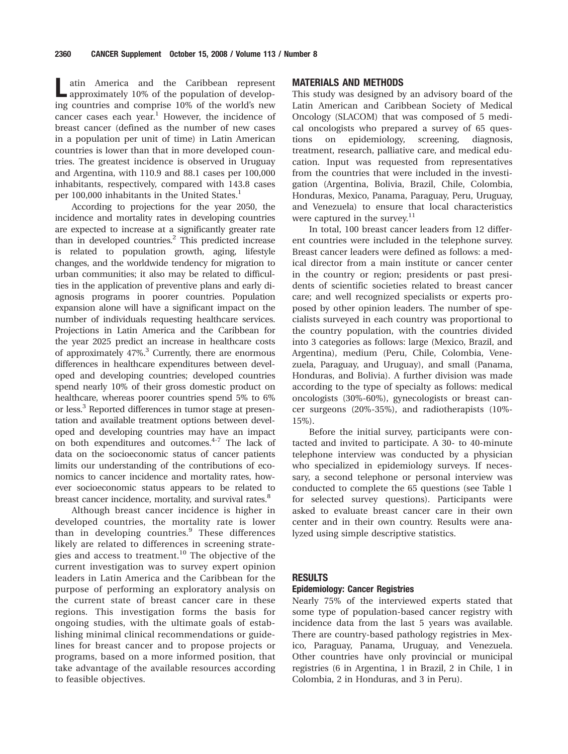Latin America and the Caribbean represent approximately 10% of the population of developing countries and comprise 10% of the world's new cancer cases each year.[1] However, the incidence of breast cancer (defined as the number of new cases in a population per unit of time) in Latin American countries is lower than that in more developed countries. The greatest incidence is observed in Uruguay and Argentina, with 110.9 and 88.1 cases per 100,000 inhabitants, respectively, compared with 143.8 cases per 100,000 inhabitants in the United States.[1]

According to projections for the year 2050, the incidence and mortality rates in developing countries are expected to increase at a significantly greater rate than in developed countries.[2] This predicted increase is related to population growth, aging, lifestyle changes, and the worldwide tendency for migration to urban communities; it also may be related to difficulties in the application of preventive plans and early diagnosis programs in poorer countries. Population expansion alone will have a significant impact on the number of individuals requesting healthcare services. Projections in Latin America and the Caribbean for the year 2025 predict an increase in healthcare costs of approximately 47%.[3] Currently, there are enormous differences in healthcare expenditures between developed and developing countries; developed countries spend nearly 10% of their gross domestic product on healthcare, whereas poorer countries spend 5% to 6% or less.[3] Reported differences in tumor stage at presentation and available treatment options between developed and developing countries may have an impact on both expenditures and outcomes.[4-7] The lack of data on the socioeconomic status of cancer patients limits our understanding of the contributions of economics to cancer incidence and mortality rates, however socioeconomic status appears to be related to breast cancer incidence, mortality, and survival rates.[8]

Although breast cancer incidence is higher in developed countries, the mortality rate is lower than in developing countries.[9] These differences likely are related to differences in screening strategies and access to treatment.[10] The objective of the current investigation was to survey expert opinion leaders in Latin America and the Caribbean for the purpose of performing an exploratory analysis on the current state of breast cancer care in these regions. This investigation forms the basis for ongoing studies, with the ultimate goals of establishing minimal clinical recommendations or guidelines for breast cancer and to propose projects or programs, based on a more informed position, that take advantage of the available resources according to feasible objectives.

## MATERIALS AND METHODS

This study was designed by an advisory board of the Latin American and Caribbean Society of Medical Oncology (SLACOM) that was composed of 5 medical oncologists who prepared a survey of 65 questions on epidemiology, screening, diagnosis, treatment, research, palliative care, and medical education. Input was requested from representatives from the countries that were included in the investigation (Argentina, Bolivia, Brazil, Chile, Colombia, Honduras, Mexico, Panama, Paraguay, Peru, Uruguay, and Venezuela) to ensure that local characteristics were captured in the survey.[11]

In total, 100 breast cancer leaders from 12 different countries were included in the telephone survey. Breast cancer leaders were defined as follows: a medical director from a main institute or cancer center in the country or region; presidents or past presidents of scientific societies related to breast cancer care; and well recognized specialists or experts proposed by other opinion leaders. The number of specialists surveyed in each country was proportional to the country population, with the countries divided into 3 categories as follows: large (Mexico, Brazil, and Argentina), medium (Peru, Chile, Colombia, Venezuela, Paraguay, and Uruguay), and small (Panama, Honduras, and Bolivia). A further division was made according to the type of specialty as follows: medical oncologists (30%-60%), gynecologists or breast cancer surgeons (20%-35%), and radiotherapists (10%-15%).

Before the initial survey, participants were contacted and invited to participate. A 30- to 40-minute telephone interview was conducted by a physician who specialized in epidemiology surveys. If necessary, a second telephone or personal interview was conducted to complete the 65 questions (see Table 1 for selected survey questions). Participants were asked to evaluate breast cancer care in their own center and in their own country. Results were analyzed using simple descriptive statistics.

## RESULTS

### Epidemiology: Cancer Registries

Nearly 75% of the interviewed experts stated that some type of population-based cancer registry with incidence data from the last 5 years was available. There are country-based pathology registries in Mexico, Paraguay, Panama, Uruguay, and Venezuela. Other countries have only provincial or municipal registries (6 in Argentina, 1 in Brazil, 2 in Chile, 1 in Colombia, 2 in Honduras, and 3 in Peru).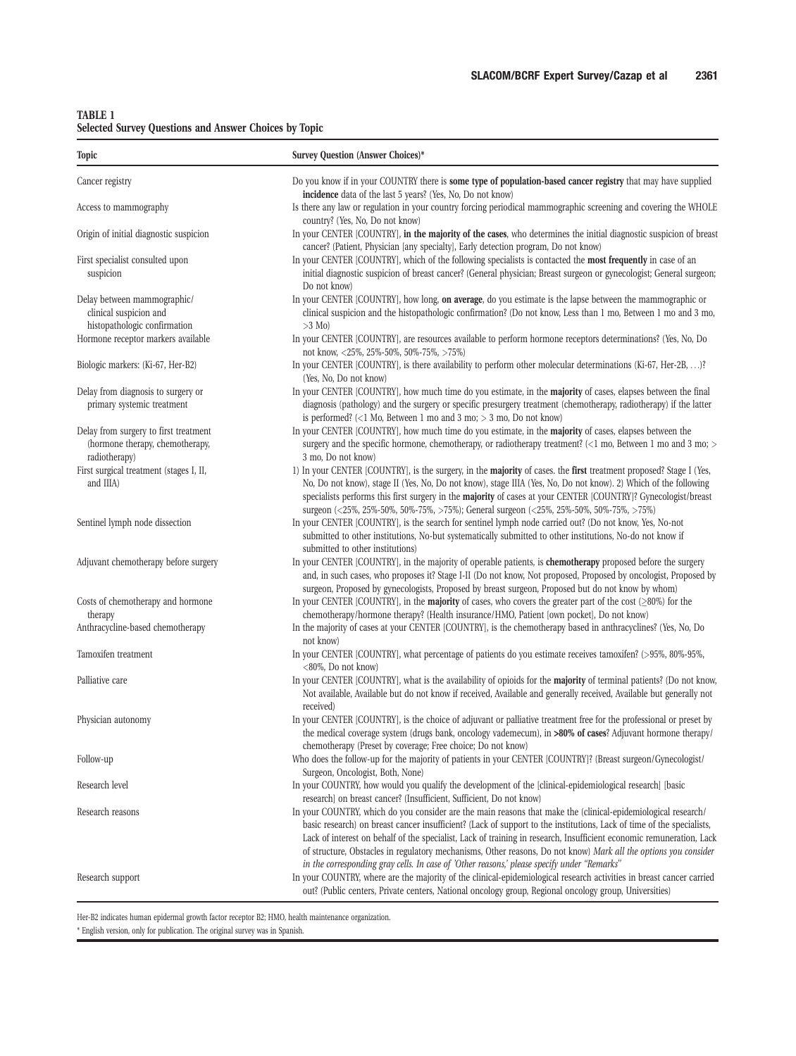**TABLE 1**
**Selected Survey Questions and Answer Choices by Topic**

| Topic | Survey Question (Answer Choices)* |
|---|---|
| Cancer registry | Do you know if in your COUNTRY there is **some type of population-based cancer registry** that may have supplied **incidence** data of the last 5 years? (Yes, No, Do not know) |
| Access to mammography | Is there any law or regulation in your country forcing periodical mammographic screening and covering the WHOLE country? (Yes, No, Do not know) |
| Origin of initial diagnostic suspicion | In your CENTER [COUNTRY], **in the majority of the cases**, who determines the initial diagnostic suspicion of breast cancer? (Patient, Physician [any specialty], Early detection program, Do not know) |
| First specialist consulted upon suspicion | In your CENTER [COUNTRY], which of the following specialists is contacted the **most frequently** in case of an initial diagnostic suspicion of breast cancer? (General physician; Breast surgeon or gynecologist; General surgeon; Do not know) |
| Delay between mammographic/ clinical suspicion and histopathologic confirmation | In your CENTER [COUNTRY], how long, **on average**, do you estimate is the lapse between the mammographic or clinical suspicion and the histopathologic confirmation? (Do not know, Less than 1 mo, Between 1 mo and 3 mo, >3 Mo) |
| Hormone receptor markers available | In your CENTER [COUNTRY], are resources available to perform hormone receptors determinations? (Yes, No, Do not know, <25%, 25%-50%, 50%-75%, >75%) |
| Biologic markers: (Ki-67, Her-B2) | In your CENTER [COUNTRY], is there availability to perform other molecular determinations (Ki-67, Her-2B, ...)? (Yes, No, Do not know) |
| Delay from diagnosis to surgery or primary systemic treatment | In your CENTER [COUNTRY], how much time do you estimate, in the **majority** of cases, elapses between the final diagnosis (pathology) and the surgery or specific presurgery treatment (chemotherapy, radiotherapy) if the latter is performed? (<1 Mo, Between 1 mo and 3 mo; > 3 mo, Do not know) |
| Delay from surgery to first treatment (hormone therapy, chemotherapy, radiotherapy) | In your CENTER [COUNTRY], how much time do you estimate, in the **majority** of cases, elapses between the surgery and the specific hormone, chemotherapy, or radiotherapy treatment? (<1 mo, Between 1 mo and 3 mo; > 3 mo, Do not know) |
| First surgical treatment (stages I, II, and IIIA) | 1) In your CENTER [COUNTRY], is the surgery, in the **majority** of cases. the **first** treatment proposed? Stage I (Yes, No, Do not know), stage II (Yes, No, Do not know), stage IIIA (Yes, No, Do not know). 2) Which of the following specialists performs this first surgery in the **majority** of cases at your CENTER [COUNTRY]? Gynecologist/breast surgeon (<25%, 25%-50%, 50%-75%, >75%); General surgeon (<25%, 25%-50%, 50%-75%, >75%) |
| Sentinel lymph node dissection | In your CENTER [COUNTRY], is the search for sentinel lymph node carried out? (Do not know, Yes, No-not submitted to other institutions, No-but systematically submitted to other institutions, No-do not know if submitted to other institutions) |
| Adjuvant chemotherapy before surgery | In your CENTER [COUNTRY], in the majority of operable patients, is **chemotherapy** proposed before the surgery and, in such cases, who proposes it? Stage I-II (Do not know, Not proposed, Proposed by oncologist, Proposed by surgeon, Proposed by gynecologists, Proposed by breast surgeon, Proposed but do not know by whom) |
| Costs of chemotherapy and hormone therapy | In your CENTER [COUNTRY], in the **majority** of cases, who covers the greater part of the cost (≥80%) for the chemotherapy/hormone therapy? (Health insurance/HMO, Patient [own pocket], Do not know) |
| Anthracycline-based chemotherapy | In the majority of cases at your CENTER [COUNTRY], is the chemotherapy based in anthracyclines? (Yes, No, Do not know) |
| Tamoxifen treatment | In your CENTER [COUNTRY], what percentage of patients do you estimate receives tamoxifen? (>95%, 80%-95%, <80%, Do not know) |
| Palliative care | In your CENTER [COUNTRY], what is the availability of opioids for the **majority** of terminal patients? (Do not know, Not available, Available but do not know if received, Available and generally received, Available but generally not received) |
| Physician autonomy | In your CENTER [COUNTRY], is the choice of adjuvant or palliative treatment free for the professional or preset by the medical coverage system (drugs bank, oncology vademecum), in **>80% of cases**? Adjuvant hormone therapy/ chemotherapy (Preset by coverage; Free choice; Do not know) |
| Follow-up | Who does the follow-up for the majority of patients in your CENTER [COUNTRY]? (Breast surgeon/Gynecologist/ Surgeon, Oncologist, Both, None) |
| Research level | In your COUNTRY, how would you qualify the development of the [clinical-epidemiological research] [basic research] on breast cancer? (Insufficient, Sufficient, Do not know) |
| Research reasons | In your COUNTRY, which do you consider are the main reasons that make the (clinical-epidemiological research/ basic research) on breast cancer insufficient? (Lack of support to the institutions, Lack of time of the specialists, Lack of interest on behalf of the specialist, Lack of training in research, Insufficient economic remuneration, Lack of structure, Obstacles in regulatory mechanisms, Other reasons, Do not know) *Mark all the options you consider in the corresponding gray cells. In case of 'Other reasons,' please specify under "Remarks"* |
| Research support | In your COUNTRY, where are the majority of the clinical-epidemiological research activities in breast cancer carried out? (Public centers, Private centers, National oncology group, Regional oncology group, Universities) |

Her-B2 indicates human epidermal growth factor receptor B2; HMO, health maintenance organization.

\* English version, only for publication. The original survey was in Spanish.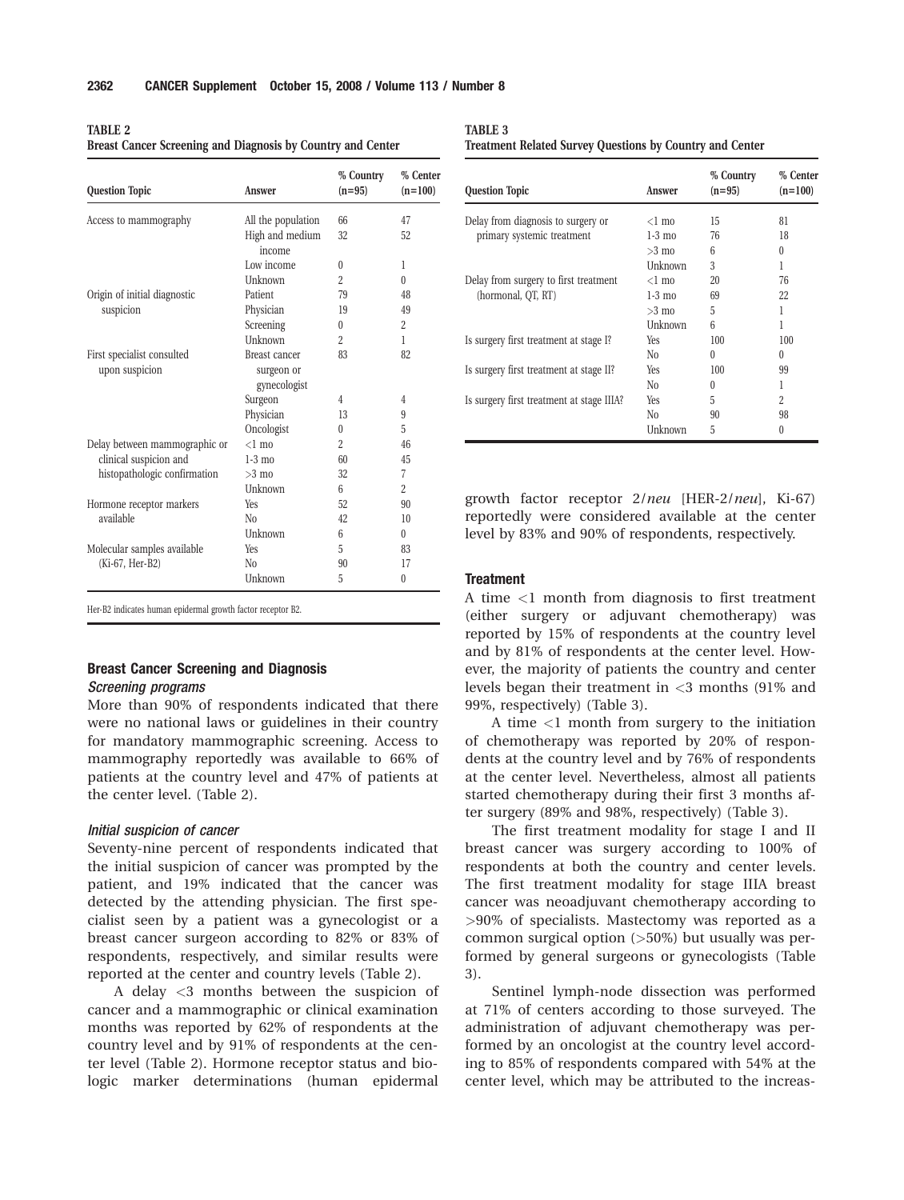**TABLE 2**
**Breast Cancer Screening and Diagnosis by Country and Center**

| Question Topic | Answer | % Country (n=95) | % Center (n=100) |
|---|---|---|---|
| Access to mammography | All the population | 66 | 47 |
| | High and medium income | 32 | 52 |
| | Low income | 0 | 1 |
| | Unknown | 2 | 0 |
| Origin of initial diagnostic suspicion | Patient | 79 | 48 |
| | Physician | 19 | 49 |
| | Screening | 0 | 2 |
| | Unknown | 2 | 1 |
| First specialist consulted upon suspicion | Breast cancer surgeon or gynecologist | 83 | 82 |
| | Surgeon | 4 | 4 |
| | Physician | 13 | 9 |
| | Oncologist | 0 | 5 |
| Delay between mammographic or clinical suspicion and histopathologic confirmation | <1 mo | 2 | 46 |
| | 1-3 mo | 60 | 45 |
| | >3 mo | 32 | 7 |
| | Unknown | 6 | 2 |
| Hormone receptor markers available | Yes | 52 | 90 |
| | No | 42 | 10 |
| | Unknown | 6 | 0 |
| Molecular samples available (Ki-67, Her-B2) | Yes | 5 | 83 |
| | No | 90 | 17 |
| | Unknown | 5 | 0 |

Her-B2 indicates human epidermal growth factor receptor B2.

### Breast Cancer Screening and Diagnosis

#### *Screening programs*

More than 90% of respondents indicated that there were no national laws or guidelines in their country for mandatory mammographic screening. Access to mammography reportedly was available to 66% of patients at the country level and 47% of patients at the center level. (Table 2).

#### *Initial suspicion of cancer*

Seventy-nine percent of respondents indicated that the initial suspicion of cancer was prompted by the patient, and 19% indicated that the cancer was detected by the attending physician. The first specialist seen by a patient was a gynecologist or a breast cancer surgeon according to 82% or 83% of respondents, respectively, and similar results were reported at the center and country levels (Table 2).

A delay <3 months between the suspicion of cancer and a mammographic or clinical examination months was reported by 62% of respondents at the country level and by 91% of respondents at the center level (Table 2). Hormone receptor status and biologic marker determinations (human epidermal growth factor receptor 2/*neu* [HER-2/*neu*], Ki-67) reportedly were considered available at the center level by 83% and 90% of respondents, respectively.

**TABLE 3**
**Treatment Related Survey Questions by Country and Center**

| Question Topic | Answer | % Country (n=95) | % Center (n=100) |
|---|---|---|---|
| Delay from diagnosis to surgery or primary systemic treatment | <1 mo | 15 | 81 |
| | 1-3 mo | 76 | 18 |
| | >3 mo | 6 | 0 |
| | Unknown | 3 | 1 |
| Delay from surgery to first treatment (hormonal, QT, RT) | <1 mo | 20 | 76 |
| | 1-3 mo | 69 | 22 |
| | >3 mo | 5 | 1 |
| | Unknown | 6 | 1 |
| Is surgery first treatment at stage I? | Yes | 100 | 100 |
| | No | 0 | 0 |
| Is surgery first treatment at stage II? | Yes | 100 | 99 |
| | No | 0 | 1 |
| Is surgery first treatment at stage IIIA? | Yes | 5 | 2 |
| | No | 90 | 98 |
| | Unknown | 5 | 0 |

### Treatment

A time <1 month from diagnosis to first treatment (either surgery or adjuvant chemotherapy) was reported by 15% of respondents at the country level and by 81% of respondents at the center level. However, the majority of patients the country and center levels began their treatment in <3 months (91% and 99%, respectively) (Table 3).

A time <1 month from surgery to the initiation of chemotherapy was reported by 20% of respondents at the country level and by 76% of respondents at the center level. Nevertheless, almost all patients started chemotherapy during their first 3 months after surgery (89% and 98%, respectively) (Table 3).

The first treatment modality for stage I and II breast cancer was surgery according to 100% of respondents at both the country and center levels. The first treatment modality for stage IIIA breast cancer was neoadjuvant chemotherapy according to >90% of specialists. Mastectomy was reported as a common surgical option (>50%) but usually was performed by general surgeons or gynecologists (Table 3).

Sentinel lymph-node dissection was performed at 71% of centers according to those surveyed. The administration of adjuvant chemotherapy was performed by an oncologist at the country level according to 85% of respondents compared with 54% at the center level, which may be attributed to the increas-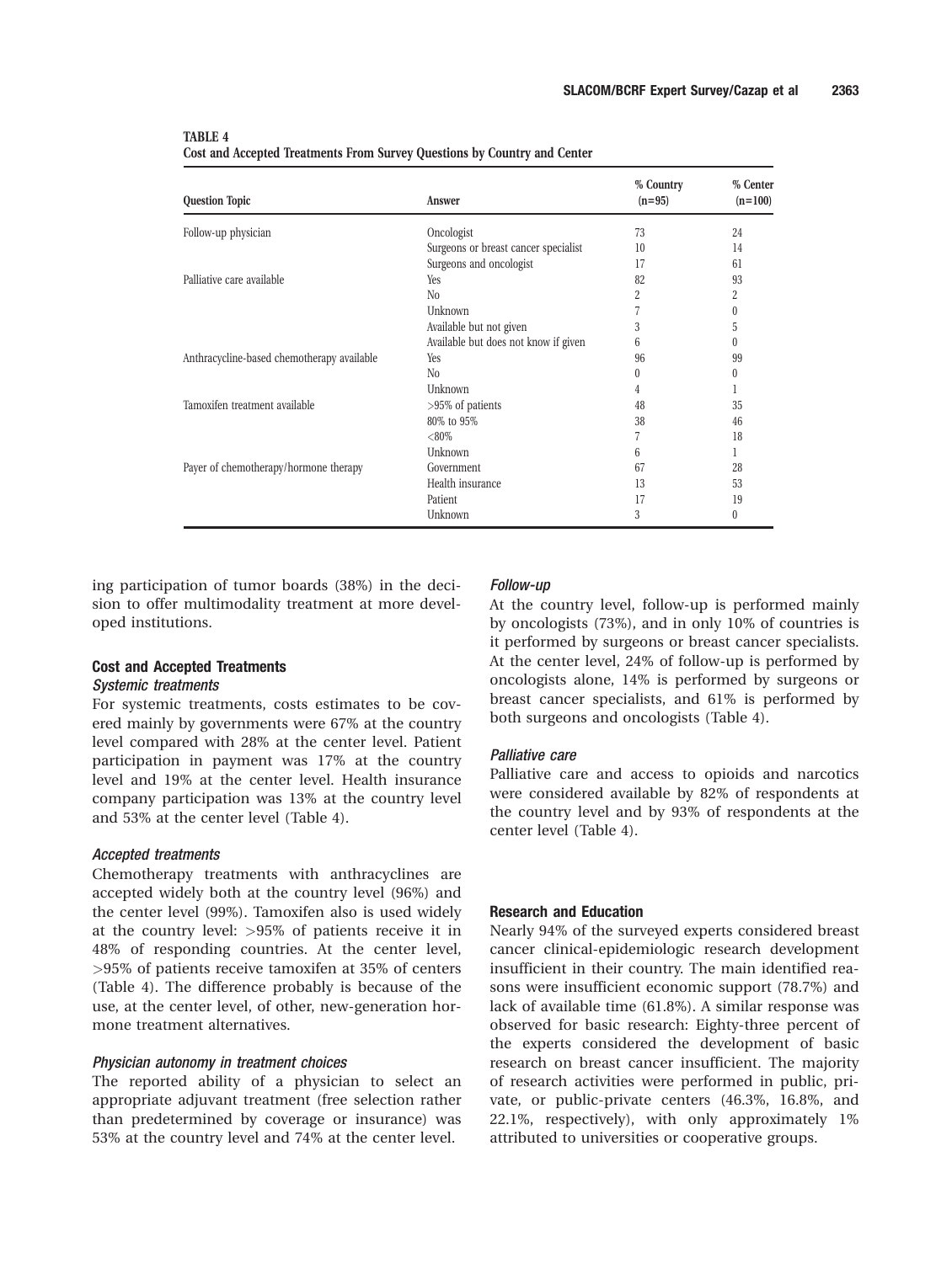**TABLE 4**
**Cost and Accepted Treatments From Survey Questions by Country and Center**

| Question Topic | Answer | % Country (n=95) | % Center (n=100) |
|---|---|---|---|
| Follow-up physician | Oncologist | 73 | 24 |
| | Surgeons or breast cancer specialist | 10 | 14 |
| | Surgeons and oncologist | 17 | 61 |
| Palliative care available | Yes | 82 | 93 |
| | No | 2 | 2 |
| | Unknown | 7 | 0 |
| | Available but not given | 3 | 5 |
| | Available but does not know if given | 6 | 0 |
| Anthracycline-based chemotherapy available | Yes | 96 | 99 |
| | No | 0 | 0 |
| | Unknown | 4 | 1 |
| Tamoxifen treatment available | >95% of patients | 48 | 35 |
| | 80% to 95% | 38 | 46 |
| | <80% | 7 | 18 |
| | Unknown | 6 | 1 |
| Payer of chemotherapy/hormone therapy | Government | 67 | 28 |
| | Health insurance | 13 | 53 |
| | Patient | 17 | 19 |
| | Unknown | 3 | 0 |

ing participation of tumor boards (38%) in the decision to offer multimodality treatment at more developed institutions.

### Cost and Accepted Treatments

#### *Systemic treatments*

For systemic treatments, costs estimates to be covered mainly by governments were 67% at the country level compared with 28% at the center level. Patient participation in payment was 17% at the country level and 19% at the center level. Health insurance company participation was 13% at the country level and 53% at the center level (Table 4).

#### *Accepted treatments*

Chemotherapy treatments with anthracyclines are accepted widely both at the country level (96%) and the center level (99%). Tamoxifen also is used widely at the country level: >95% of patients receive it in 48% of responding countries. At the center level, >95% of patients receive tamoxifen at 35% of centers (Table 4). The difference probably is because of the use, at the center level, of other, new-generation hormone treatment alternatives.

#### *Physician autonomy in treatment choices*

The reported ability of a physician to select an appropriate adjuvant treatment (free selection rather than predetermined by coverage or insurance) was 53% at the country level and 74% at the center level.

#### *Follow-up*

At the country level, follow-up is performed mainly by oncologists (73%), and in only 10% of countries is it performed by surgeons or breast cancer specialists. At the center level, 24% of follow-up is performed by oncologists alone, 14% is performed by surgeons or breast cancer specialists, and 61% is performed by both surgeons and oncologists (Table 4).

#### *Palliative care*

Palliative care and access to opioids and narcotics were considered available by 82% of respondents at the country level and by 93% of respondents at the center level (Table 4).

### Research and Education

Nearly 94% of the surveyed experts considered breast cancer clinical-epidemiologic research development insufficient in their country. The main identified reasons were insufficient economic support (78.7%) and lack of available time (61.8%). A similar response was observed for basic research: Eighty-three percent of the experts considered the development of basic research on breast cancer insufficient. The majority of research activities were performed in public, private, or public-private centers (46.3%, 16.8%, and 22.1%, respectively), with only approximately 1% attributed to universities or cooperative groups.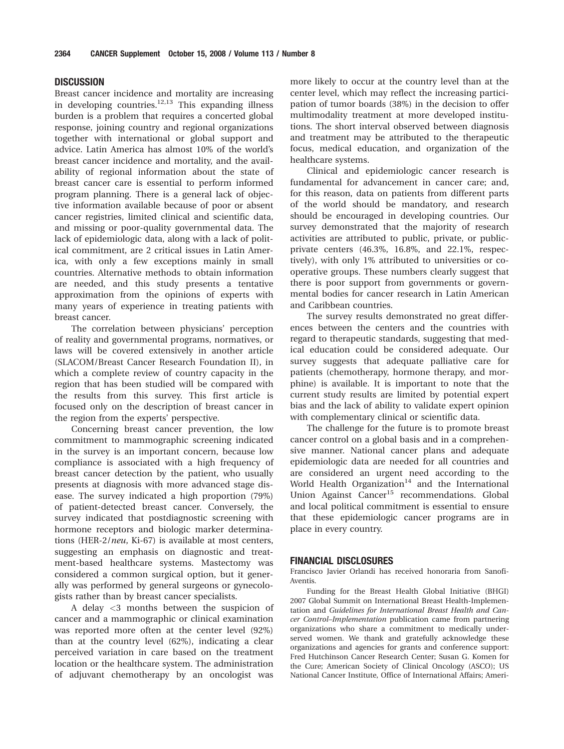## DISCUSSION

Breast cancer incidence and mortality are increasing in developing countries.[12,13] This expanding illness burden is a problem that requires a concerted global response, joining country and regional organizations together with international or global support and advice. Latin America has almost 10% of the world's breast cancer incidence and mortality, and the availability of regional information about the state of breast cancer care is essential to perform informed program planning. There is a general lack of objective information available because of poor or absent cancer registries, limited clinical and scientific data, and missing or poor-quality governmental data. The lack of epidemiologic data, along with a lack of political commitment, are 2 critical issues in Latin America, with only a few exceptions mainly in small countries. Alternative methods to obtain information are needed, and this study presents a tentative approximation from the opinions of experts with many years of experience in treating patients with breast cancer.

The correlation between physicians' perception of reality and governmental programs, normatives, or laws will be covered extensively in another article (SLACOM/Breast Cancer Research Foundation II), in which a complete review of country capacity in the region that has been studied will be compared with the results from this survey. This first article is focused only on the description of breast cancer in the region from the experts' perspective.

Concerning breast cancer prevention, the low commitment to mammographic screening indicated in the survey is an important concern, because low compliance is associated with a high frequency of breast cancer detection by the patient, who usually presents at diagnosis with more advanced stage disease. The survey indicated a high proportion (79%) of patient-detected breast cancer. Conversely, the survey indicated that postdiagnostic screening with hormone receptors and biologic marker determinations (HER-2/*neu*, Ki-67) is available at most centers, suggesting an emphasis on diagnostic and treatment-based healthcare systems. Mastectomy was considered a common surgical option, but it generally was performed by general surgeons or gynecologists rather than by breast cancer specialists.

A delay <3 months between the suspicion of cancer and a mammographic or clinical examination was reported more often at the center level (92%) than at the country level (62%), indicating a clear perceived variation in care based on the treatment location or the healthcare system. The administration of adjuvant chemotherapy by an oncologist was more likely to occur at the country level than at the center level, which may reflect the increasing participation of tumor boards (38%) in the decision to offer multimodality treatment at more developed institutions. The short interval observed between diagnosis and treatment may be attributed to the therapeutic focus, medical education, and organization of the healthcare systems.

Clinical and epidemiologic cancer research is fundamental for advancement in cancer care; and, for this reason, data on patients from different parts of the world should be mandatory, and research should be encouraged in developing countries. Our survey demonstrated that the majority of research activities are attributed to public, private, or public-private centers (46.3%, 16.8%, and 22.1%, respectively), with only 1% attributed to universities or cooperative groups. These numbers clearly suggest that there is poor support from governments or governmental bodies for cancer research in Latin American and Caribbean countries.

The survey results demonstrated no great differences between the centers and the countries with regard to therapeutic standards, suggesting that medical education could be considered adequate. Our survey suggests that adequate palliative care for patients (chemotherapy, hormone therapy, and morphine) is available. It is important to note that the current study results are limited by potential expert bias and the lack of ability to validate expert opinion with complementary clinical or scientific data.

The challenge for the future is to promote breast cancer control on a global basis and in a comprehensive manner. National cancer plans and adequate epidemiologic data are needed for all countries and are considered an urgent need according to the World Health Organization[14] and the International Union Against Cancer[15] recommendations. Global and local political commitment is essential to ensure that these epidemiologic cancer programs are in place in every country.

## FINANCIAL DISCLOSURES

Francisco Javier Orlandi has received honoraria from Sanofi-Aventis.

Funding for the Breast Health Global Initiative (BHGI) 2007 Global Summit on International Breast Health-Implementation and *Guidelines for International Breast Health and Cancer Control–Implementation* publication came from partnering organizations who share a commitment to medically underserved women. We thank and gratefully acknowledge these organizations and agencies for grants and conference support: Fred Hutchinson Cancer Research Center; Susan G. Komen for the Cure; American Society of Clinical Oncology (ASCO); US National Cancer Institute, Office of International Affairs; Ameri-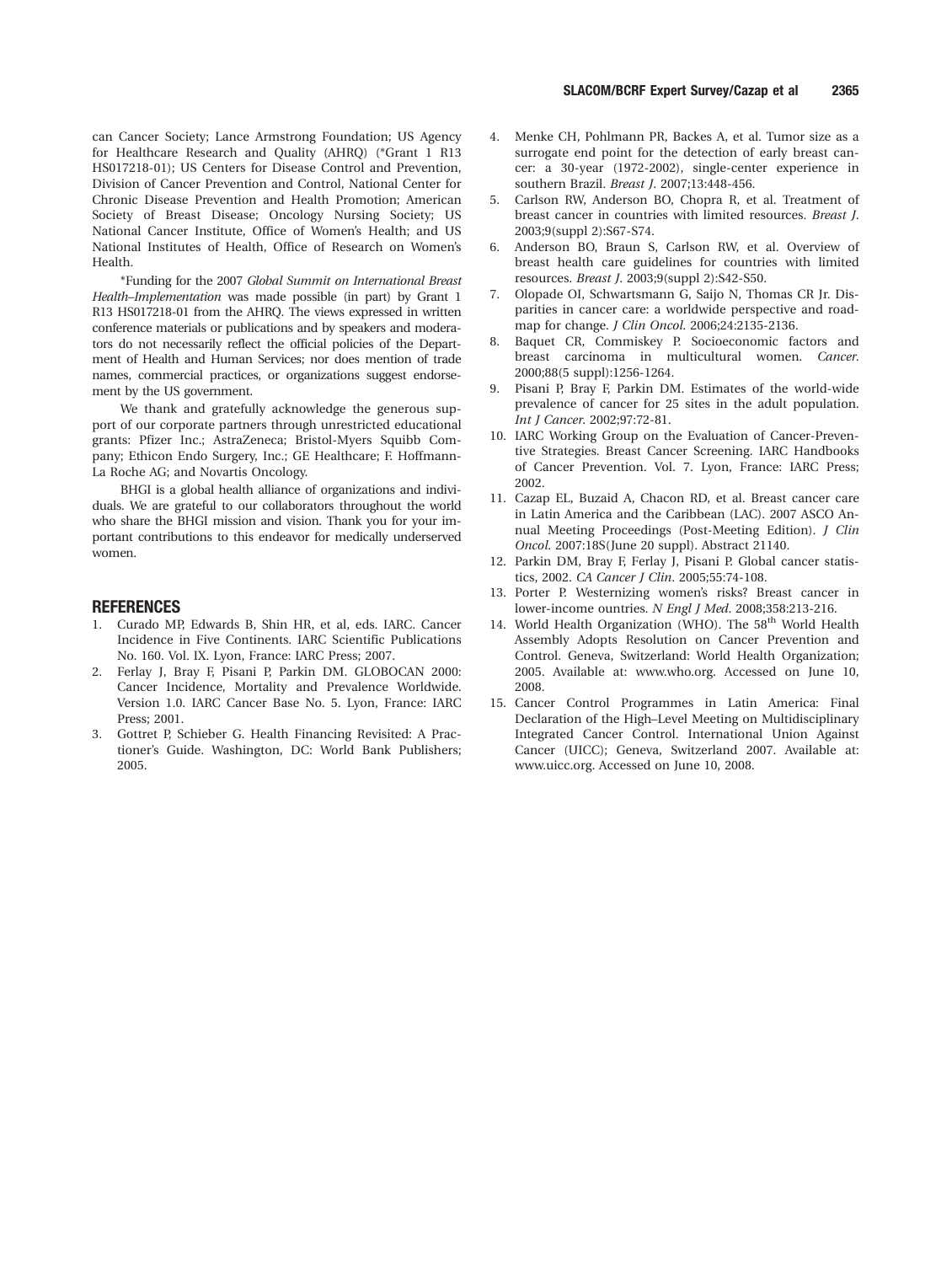can Cancer Society; Lance Armstrong Foundation; US Agency for Healthcare Research and Quality (AHRQ) (*Grant 1 R13 HS017218-01); US Centers for Disease Control and Prevention, Division of Cancer Prevention and Control, National Center for Chronic Disease Prevention and Health Promotion; American Society of Breast Disease; Oncology Nursing Society; US National Cancer Institute, Office of Women's Health; and US National Institutes of Health, Office of Research on Women's Health.

*Funding for the 2007 *Global Summit on International Breast Health–Implementation* was made possible (in part) by Grant 1 R13 HS017218-01 from the AHRQ. The views expressed in written conference materials or publications and by speakers and moderators do not necessarily reflect the official policies of the Department of Health and Human Services; nor does mention of trade names, commercial practices, or organizations suggest endorsement by the US government.

We thank and gratefully acknowledge the generous support of our corporate partners through unrestricted educational grants: Pfizer Inc.; AstraZeneca; Bristol-Myers Squibb Company; Ethicon Endo Surgery, Inc.; GE Healthcare; F. Hoffmann-La Roche AG; and Novartis Oncology.

BHGI is a global health alliance of organizations and individuals. We are grateful to our collaborators throughout the world who share the BHGI mission and vision. Thank you for your important contributions to this endeavor for medically underserved women.

## REFERENCES

1. Curado MP, Edwards B, Shin HR, et al, eds. IARC. Cancer Incidence in Five Continents. IARC Scientific Publications No. 160. Vol. IX. Lyon, France: IARC Press; 2007.
2. Ferlay J, Bray F, Pisani P, Parkin DM. GLOBOCAN 2000: Cancer Incidence, Mortality and Prevalence Worldwide. Version 1.0. IARC Cancer Base No. 5. Lyon, France: IARC Press; 2001.
3. Gottret P, Schieber G. Health Financing Revisited: A Practioner's Guide. Washington, DC: World Bank Publishers; 2005.
4. Menke CH, Pohlmann PR, Backes A, et al. Tumor size as a surrogate end point for the detection of early breast cancer: a 30-year (1972-2002), single-center experience in southern Brazil. *Breast J*. 2007;13:448-456.
5. Carlson RW, Anderson BO, Chopra R, et al. Treatment of breast cancer in countries with limited resources. *Breast J*. 2003;9(suppl 2):S67-S74.
6. Anderson BO, Braun S, Carlson RW, et al. Overview of breast health care guidelines for countries with limited resources. *Breast J*. 2003;9(suppl 2):S42-S50.
7. Olopade OI, Schwartsmann G, Saijo N, Thomas CR Jr. Disparities in cancer care: a worldwide perspective and roadmap for change. *J Clin Oncol*. 2006;24:2135-2136.
8. Baquet CR, Commiskey P. Socioeconomic factors and breast carcinoma in multicultural women. *Cancer*. 2000;88(5 suppl):1256-1264.
9. Pisani P, Bray F, Parkin DM. Estimates of the world-wide prevalence of cancer for 25 sites in the adult population. *Int J Cancer*. 2002;97:72-81.
10. IARC Working Group on the Evaluation of Cancer-Preventive Strategies. Breast Cancer Screening. IARC Handbooks of Cancer Prevention. Vol. 7. Lyon, France: IARC Press; 2002.
11. Cazap EL, Buzaid A, Chacon RD, et al. Breast cancer care in Latin America and the Caribbean (LAC). 2007 ASCO Annual Meeting Proceedings (Post-Meeting Edition). *J Clin Oncol*. 2007:18S(June 20 suppl). Abstract 21140.
12. Parkin DM, Bray F, Ferlay J, Pisani P. Global cancer statistics, 2002. *CA Cancer J Clin*. 2005;55:74-108.
13. Porter P. Westernizing women's risks? Breast cancer in lower-income ountries. *N Engl J Med*. 2008;358:213-216.
14. World Health Organization (WHO). The 58th World Health Assembly Adopts Resolution on Cancer Prevention and Control. Geneva, Switzerland: World Health Organization; 2005. Available at: www.who.org. Accessed on June 10, 2008.
15. Cancer Control Programmes in Latin America: Final Declaration of the High–Level Meeting on Multidisciplinary Integrated Cancer Control. International Union Against Cancer (UICC); Geneva, Switzerland 2007. Available at: www.uicc.org. Accessed on June 10, 2008.